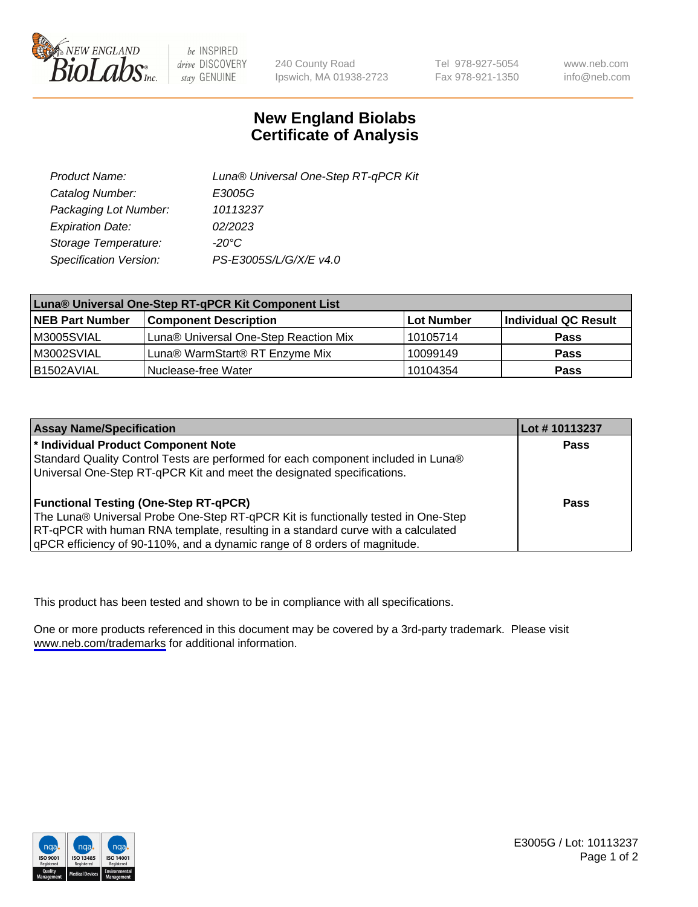# New England Biolabs
# Certificate of Analysis

| | |
|---|---|
| *Product Name:* | *Luna® Universal One-Step RT-qPCR Kit* |
| *Catalog Number:* | *E3005G* |
| *Packaging Lot Number:* | *10113237* |
| *Expiration Date:* | *02/2023* |
| *Storage Temperature:* | *-20°C* |
| *Specification Version:* | *PS-E3005S/L/G/X/E v4.0* |

| **Luna® Universal One-Step RT-qPCR Kit Component List** | | | |
|---|---|---|---|
| **NEB Part Number** | **Component Description** | **Lot Number** | **Individual QC Result** |
| M3005SVIAL | Luna® Universal One-Step Reaction Mix | 10105714 | **Pass** |
| M3002SVIAL | Luna® WarmStart® RT Enzyme Mix | 10099149 | **Pass** |
| B1502AVIAL | Nuclease-free Water | 10104354 | **Pass** |

| **Assay Name/Specification** | **Lot # 10113237** |
|---|---|
| **\* Individual Product Component Note**<br>Standard Quality Control Tests are performed for each component included in Luna® Universal One-Step RT-qPCR Kit and meet the designated specifications. | **Pass** |
| **Functional Testing (One-Step RT-qPCR)**<br>The Luna® Universal Probe One-Step RT-qPCR Kit is functionally tested in One-Step RT-qPCR with human RNA template, resulting in a standard curve with a calculated qPCR efficiency of 90-110%, and a dynamic range of 8 orders of magnitude. | **Pass** |

This product has been tested and shown to be in compliance with all specifications.

One or more products referenced in this document may be covered by a 3rd-party trademark. Please visit www.neb.com/trademarks for additional information.

E3005G / Lot: 10113237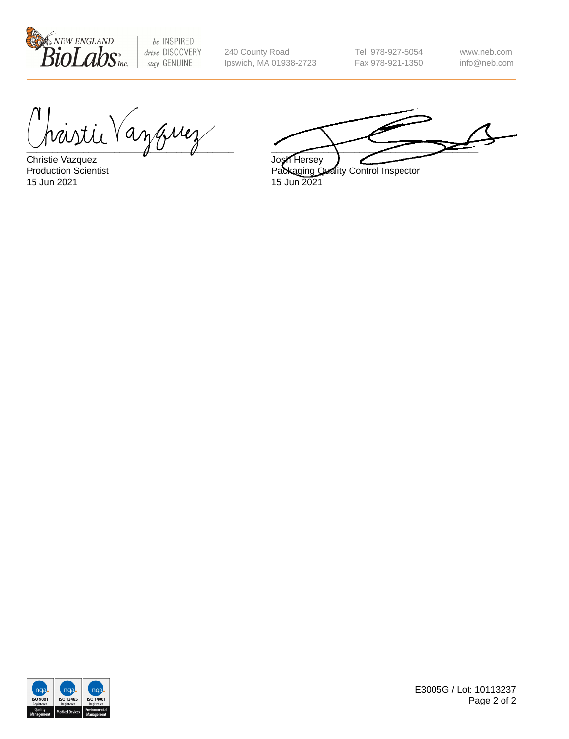Christie Vazquez
Production Scientist
15 Jun 2021

Josh Hersey
Packaging Quality Control Inspector
15 Jun 2021

E3005G / Lot: 10113237